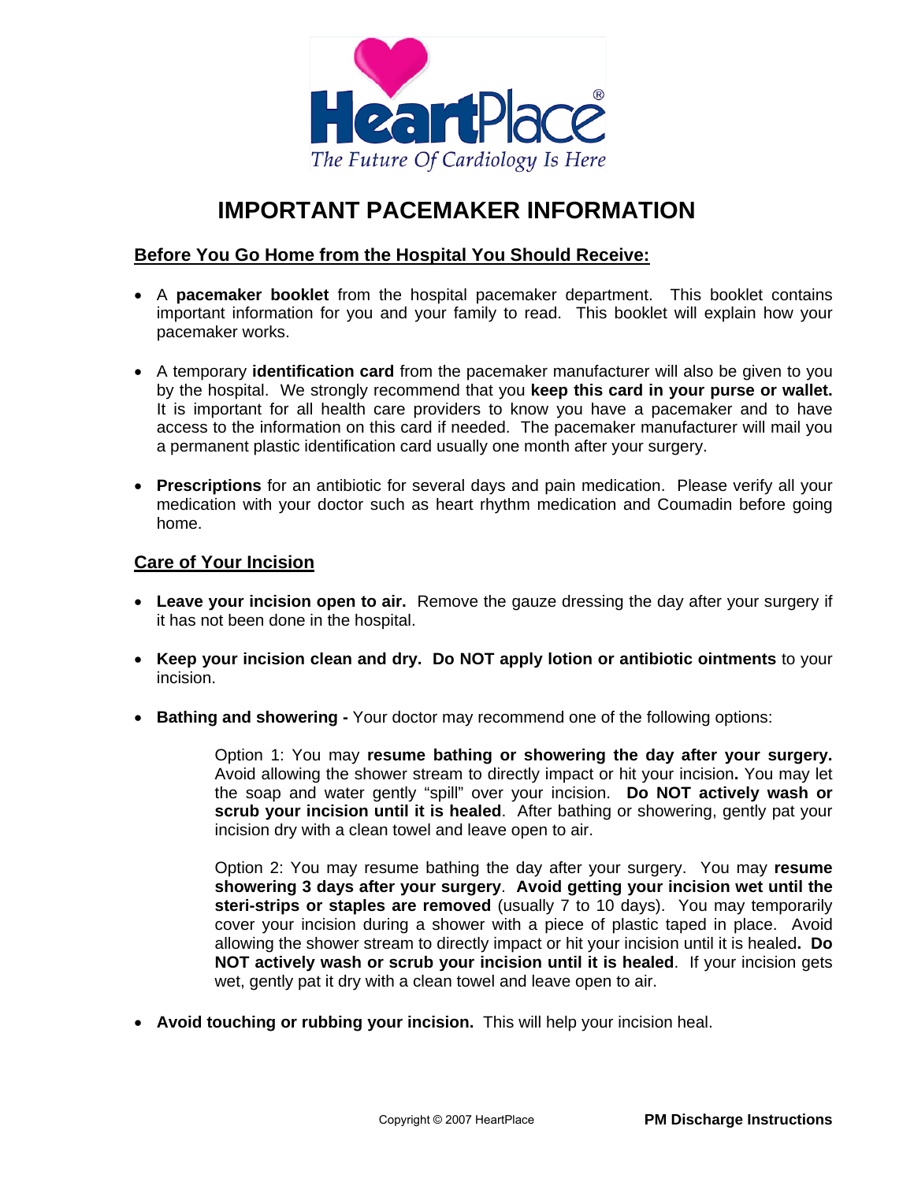**HeartPlace®**

*The Future Of Cardiology Is Here*

# IMPORTANT PACEMAKER INFORMATION

## Before You Go Home from the Hospital You Should Receive:

- A **pacemaker booklet** from the hospital pacemaker department. This booklet contains important information for you and your family to read. This booklet will explain how your pacemaker works.

- A temporary **identification card** from the pacemaker manufacturer will also be given to you by the hospital. We strongly recommend that you **keep this card in your purse or wallet.** It is important for all health care providers to know you have a pacemaker and to have access to the information on this card if needed. The pacemaker manufacturer will mail you a permanent plastic identification card usually one month after your surgery.

- **Prescriptions** for an antibiotic for several days and pain medication. Please verify all your medication with your doctor such as heart rhythm medication and Coumadin before going home.

## Care of Your Incision

- **Leave your incision open to air.** Remove the gauze dressing the day after your surgery if it has not been done in the hospital.

- **Keep your incision clean and dry. Do NOT apply lotion or antibiotic ointments** to your incision.

- **Bathing and showering -** Your doctor may recommend one of the following options:

  Option 1: You may **resume bathing or showering the day after your surgery.** Avoid allowing the shower stream to directly impact or hit your incision**.** You may let the soap and water gently "spill" over your incision. **Do NOT actively wash or scrub your incision until it is healed**. After bathing or showering, gently pat your incision dry with a clean towel and leave open to air.

  Option 2: You may resume bathing the day after your surgery. You may **resume showering 3 days after your surgery**. **Avoid getting your incision wet until the steri-strips or staples are removed** (usually 7 to 10 days). You may temporarily cover your incision during a shower with a piece of plastic taped in place. Avoid allowing the shower stream to directly impact or hit your incision until it is healed**. Do NOT actively wash or scrub your incision until it is healed**. If your incision gets wet, gently pat it dry with a clean towel and leave open to air.

- **Avoid touching or rubbing your incision.** This will help your incision heal.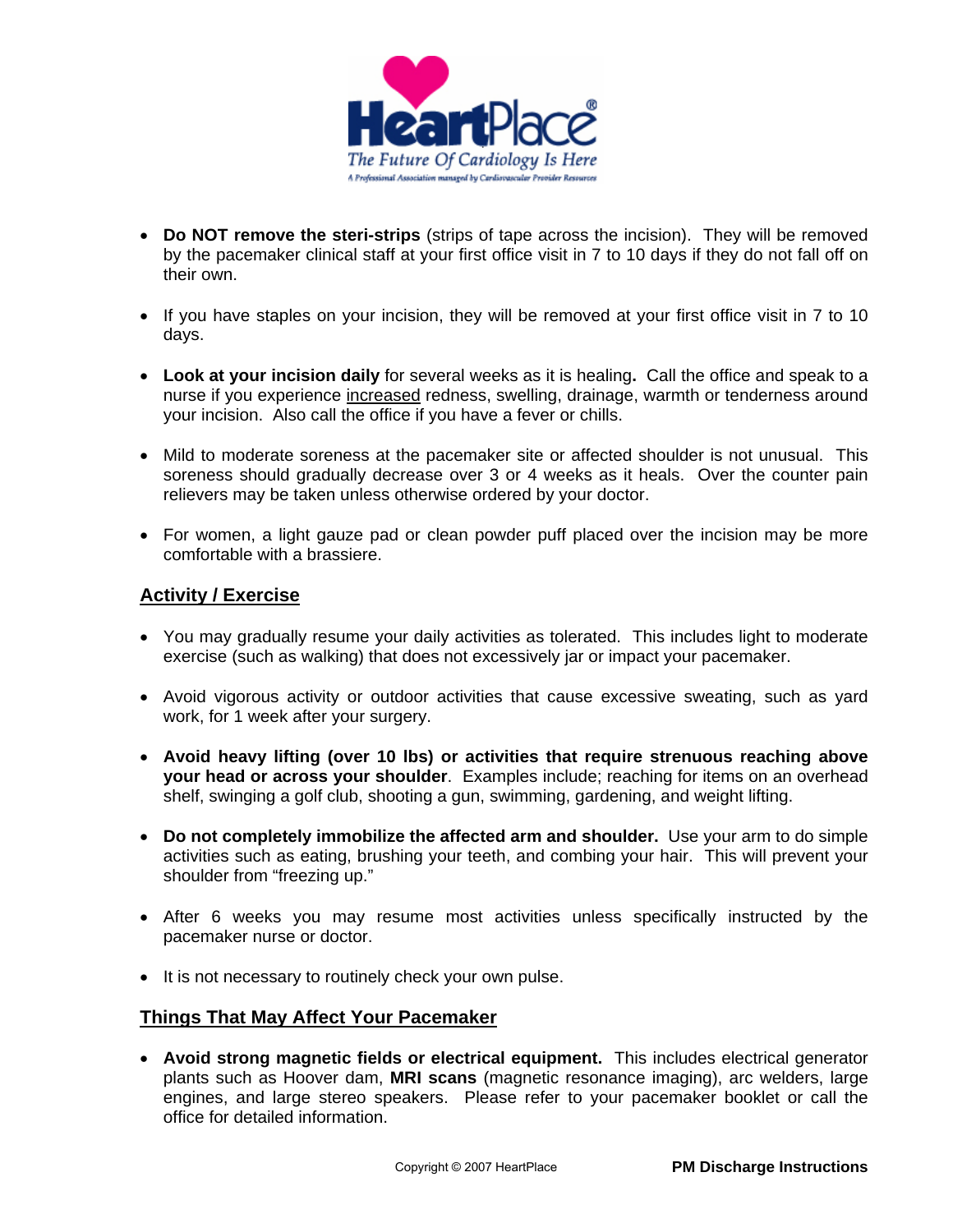- **Do NOT remove the steri-strips** (strips of tape across the incision). They will be removed by the pacemaker clinical staff at your first office visit in 7 to 10 days if they do not fall off on their own.

- If you have staples on your incision, they will be removed at your first office visit in 7 to 10 days.

- **Look at your incision daily** for several weeks as it is healing**.** Call the office and speak to a nurse if you experience <u>increased</u> redness, swelling, drainage, warmth or tenderness around your incision. Also call the office if you have a fever or chills.

- Mild to moderate soreness at the pacemaker site or affected shoulder is not unusual. This soreness should gradually decrease over 3 or 4 weeks as it heals. Over the counter pain relievers may be taken unless otherwise ordered by your doctor.

- For women, a light gauze pad or clean powder puff placed over the incision may be more comfortable with a brassiere.

## Activity / Exercise

- You may gradually resume your daily activities as tolerated. This includes light to moderate exercise (such as walking) that does not excessively jar or impact your pacemaker.

- Avoid vigorous activity or outdoor activities that cause excessive sweating, such as yard work, for 1 week after your surgery.

- **Avoid heavy lifting (over 10 lbs) or activities that require strenuous reaching above your head or across your shoulder**. Examples include; reaching for items on an overhead shelf, swinging a golf club, shooting a gun, swimming, gardening, and weight lifting.

- **Do not completely immobilize the affected arm and shoulder.** Use your arm to do simple activities such as eating, brushing your teeth, and combing your hair. This will prevent your shoulder from "freezing up."

- After 6 weeks you may resume most activities unless specifically instructed by the pacemaker nurse or doctor.

- It is not necessary to routinely check your own pulse.

## Things That May Affect Your Pacemaker

- **Avoid strong magnetic fields or electrical equipment.** This includes electrical generator plants such as Hoover dam, **MRI scans** (magnetic resonance imaging), arc welders, large engines, and large stereo speakers. Please refer to your pacemaker booklet or call the office for detailed information.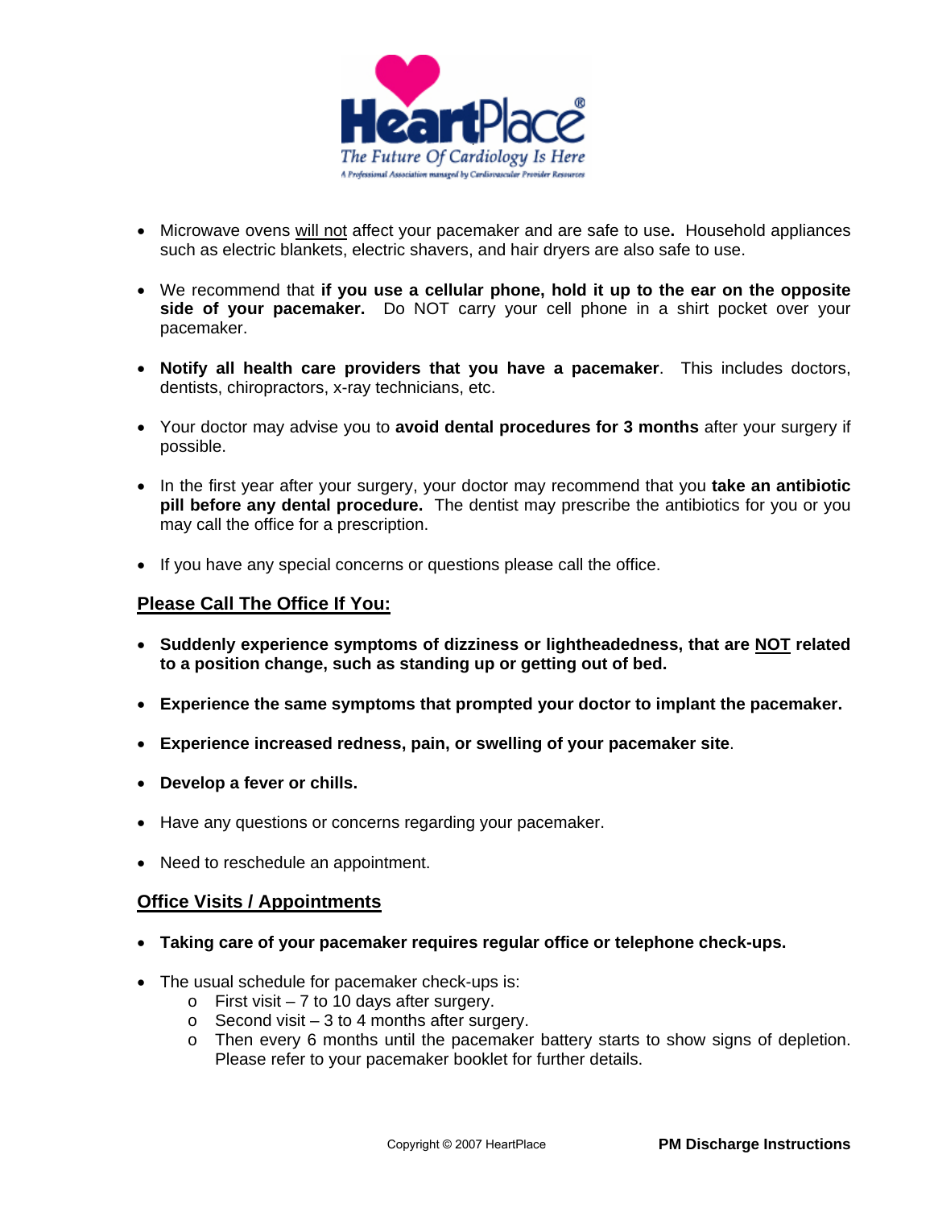- Microwave ovens <u>will not</u> affect your pacemaker and are safe to use**.** Household appliances such as electric blankets, electric shavers, and hair dryers are also safe to use.

- We recommend that **if you use a cellular phone, hold it up to the ear on the opposite side of your pacemaker.** Do NOT carry your cell phone in a shirt pocket over your pacemaker.

- **Notify all health care providers that you have a pacemaker**. This includes doctors, dentists, chiropractors, x-ray technicians, etc.

- Your doctor may advise you to **avoid dental procedures for 3 months** after your surgery if possible.

- In the first year after your surgery, your doctor may recommend that you **take an antibiotic pill before any dental procedure.** The dentist may prescribe the antibiotics for you or you may call the office for a prescription.

- If you have any special concerns or questions please call the office.

## <u>Please Call The Office If You:</u>

- **Suddenly experience symptoms of dizziness or lightheadedness, that are <u>NOT</u> related to a position change, such as standing up or getting out of bed.**

- **Experience the same symptoms that prompted your doctor to implant the pacemaker.**

- **Experience increased redness, pain, or swelling of your pacemaker site**.

- **Develop a fever or chills.**

- Have any questions or concerns regarding your pacemaker.

- Need to reschedule an appointment.

## <u>Office Visits / Appointments</u>

- **Taking care of your pacemaker requires regular office or telephone check-ups.**

- The usual schedule for pacemaker check-ups is:
  - First visit – 7 to 10 days after surgery.
  - Second visit – 3 to 4 months after surgery.
  - Then every 6 months until the pacemaker battery starts to show signs of depletion. Please refer to your pacemaker booklet for further details.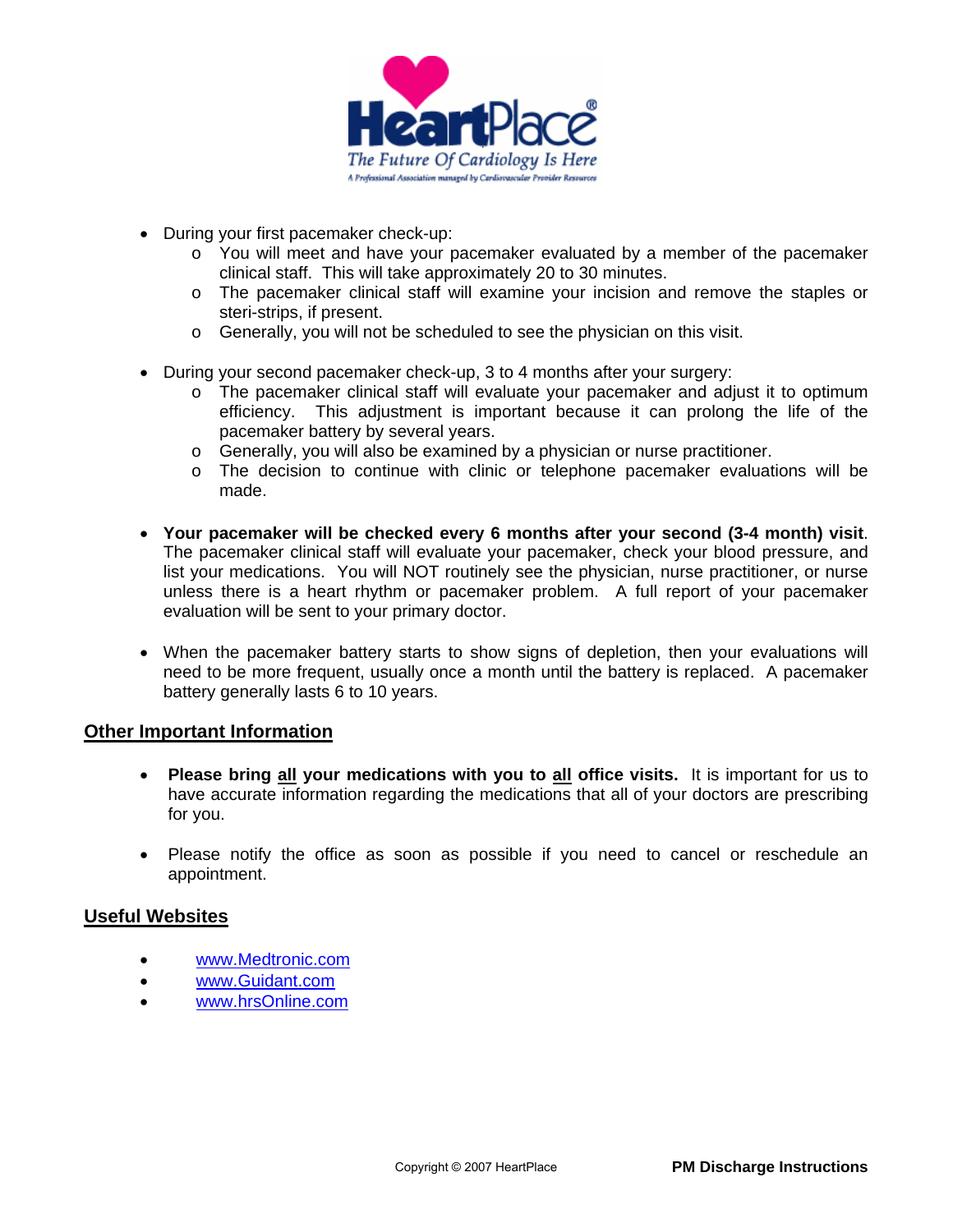- During your first pacemaker check-up:
  - You will meet and have your pacemaker evaluated by a member of the pacemaker clinical staff. This will take approximately 20 to 30 minutes.
  - The pacemaker clinical staff will examine your incision and remove the staples or steri-strips, if present.
  - Generally, you will not be scheduled to see the physician on this visit.

- During your second pacemaker check-up, 3 to 4 months after your surgery:
  - The pacemaker clinical staff will evaluate your pacemaker and adjust it to optimum efficiency. This adjustment is important because it can prolong the life of the pacemaker battery by several years.
  - Generally, you will also be examined by a physician or nurse practitioner.
  - The decision to continue with clinic or telephone pacemaker evaluations will be made.

- **Your pacemaker will be checked every 6 months after your second (3-4 month) visit**. The pacemaker clinical staff will evaluate your pacemaker, check your blood pressure, and list your medications. You will NOT routinely see the physician, nurse practitioner, or nurse unless there is a heart rhythm or pacemaker problem. A full report of your pacemaker evaluation will be sent to your primary doctor.

- When the pacemaker battery starts to show signs of depletion, then your evaluations will need to be more frequent, usually once a month until the battery is replaced. A pacemaker battery generally lasts 6 to 10 years.

## Other Important Information

- **Please bring <u>all</u> your medications with you to <u>all</u> office visits.** It is important for us to have accurate information regarding the medications that all of your doctors are prescribing for you.

- Please notify the office as soon as possible if you need to cancel or reschedule an appointment.

## Useful Websites

- www.Medtronic.com
- www.Guidant.com
- www.hrsOnline.com